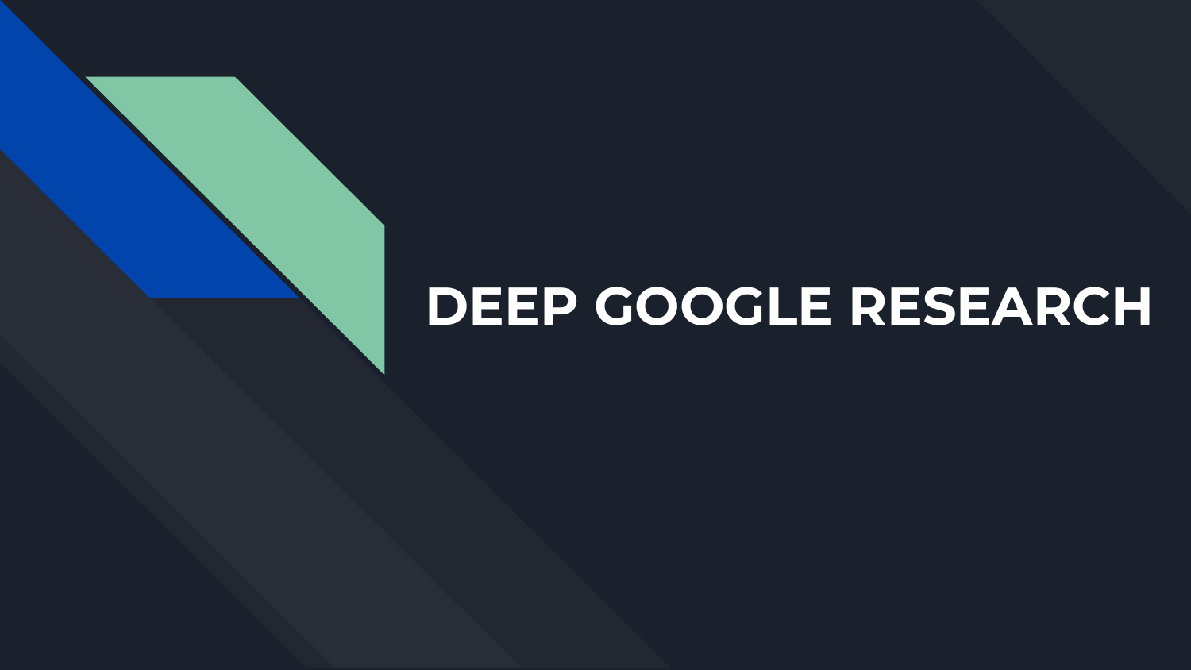# DEEP GOOGLE RESEARCH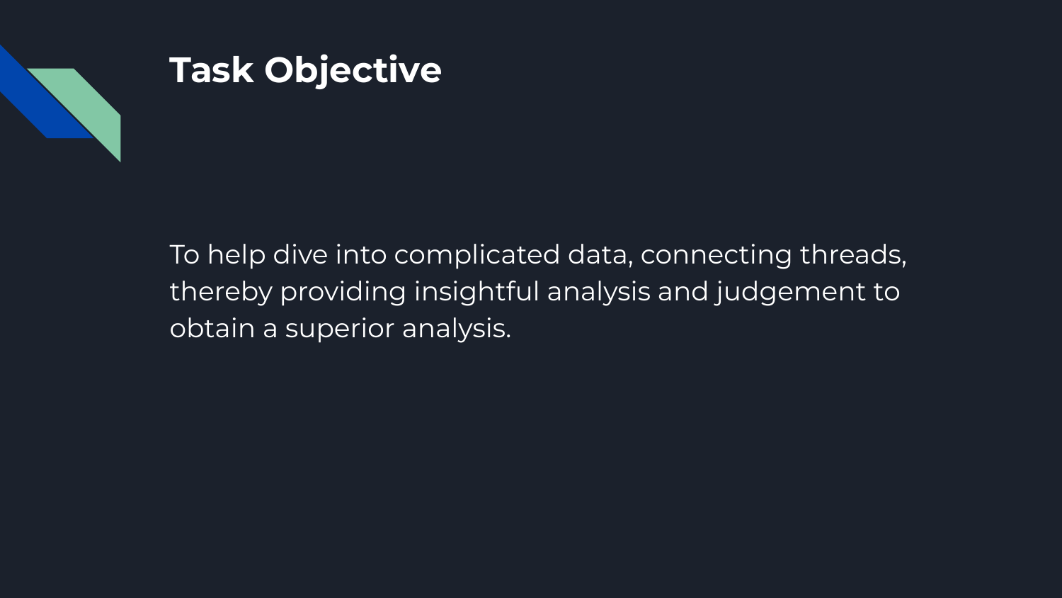# Task Objective

To help dive into complicated data, connecting threads, thereby providing insightful analysis and judgement to obtain a superior analysis.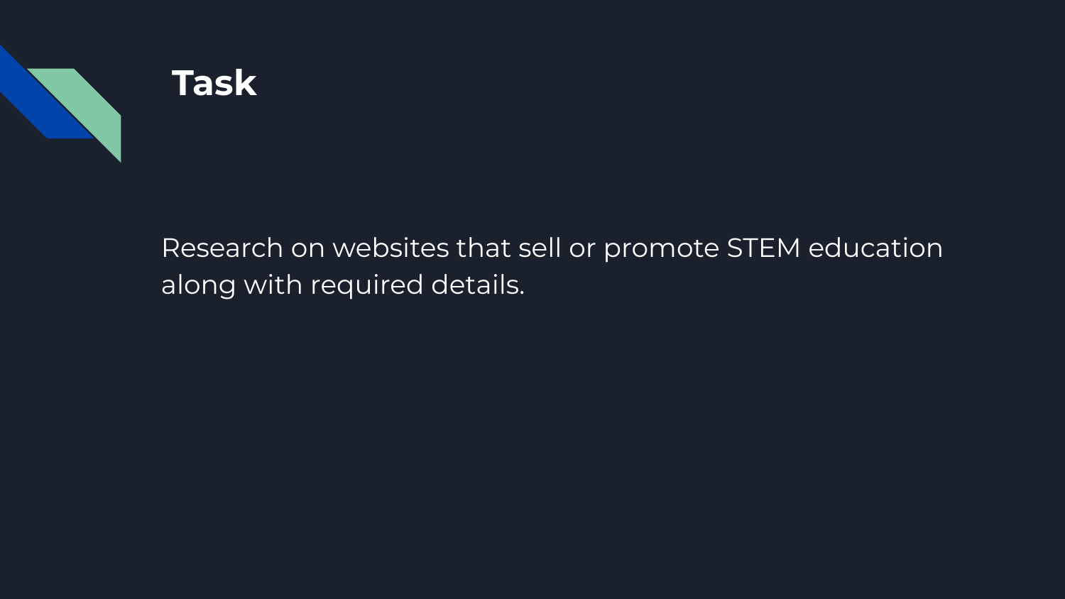# Task

Research on websites that sell or promote STEM education along with required details.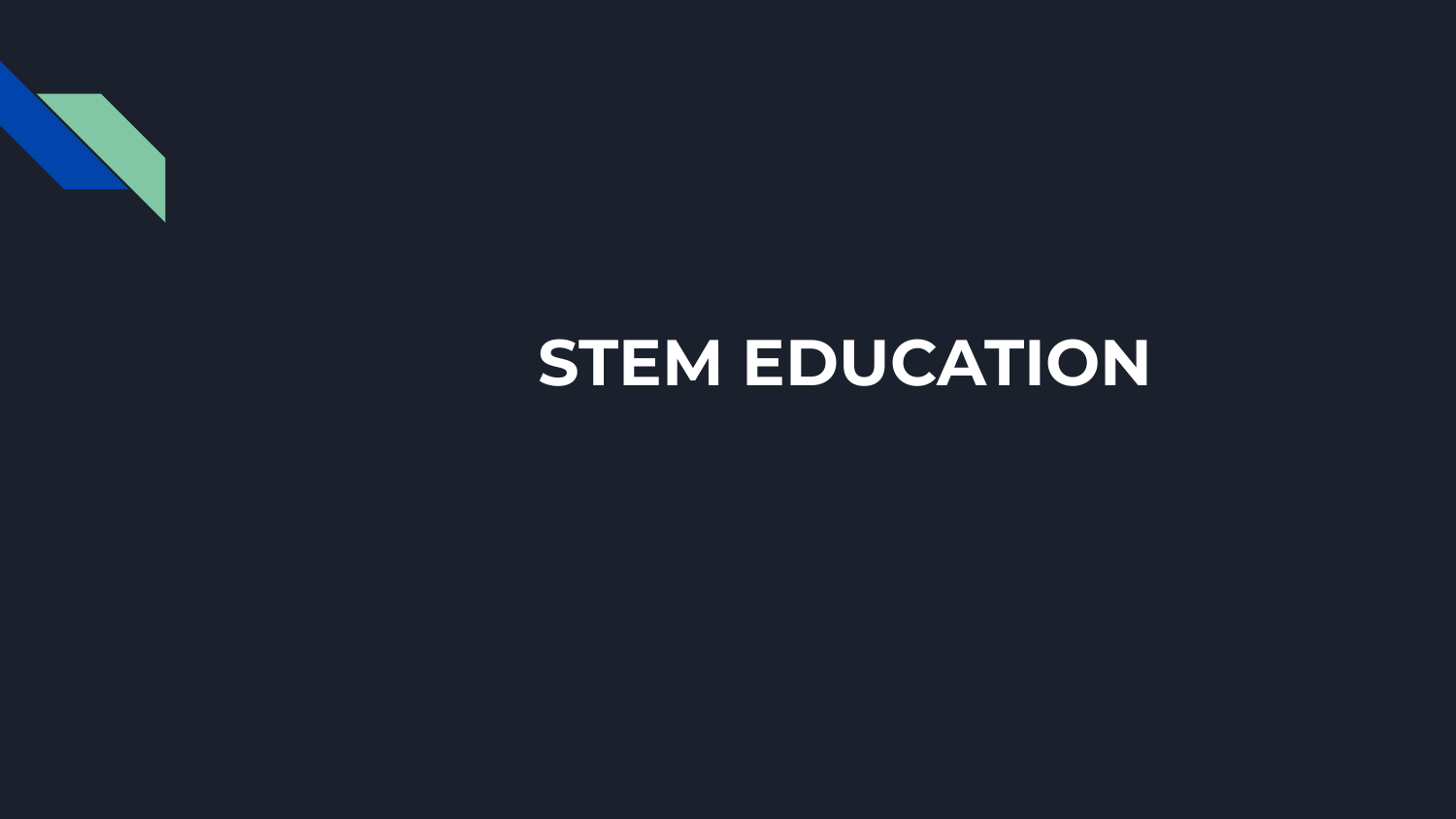# STEM EDUCATION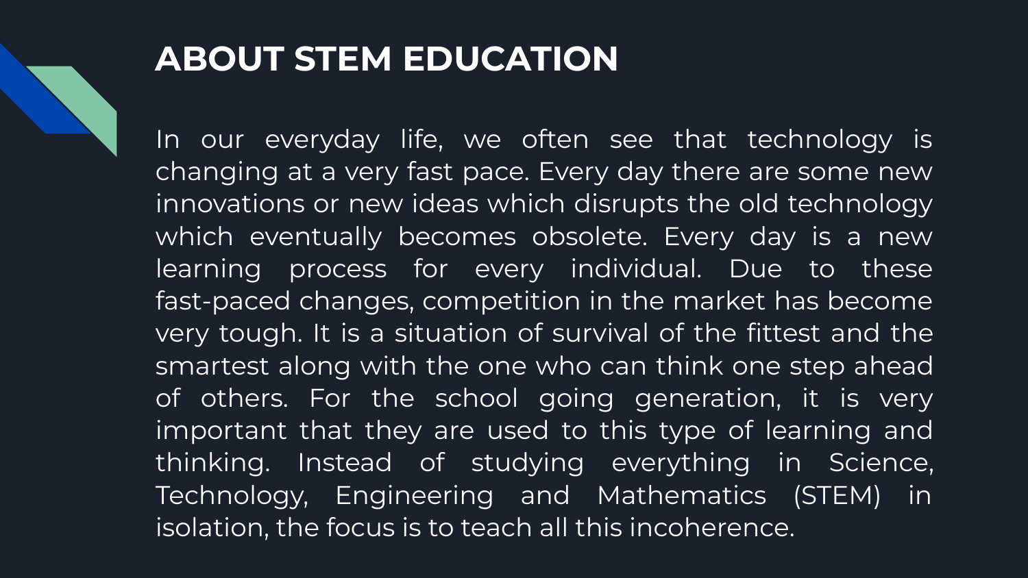# ABOUT STEM EDUCATION

In our everyday life, we often see that technology is changing at a very fast pace. Every day there are some new innovations or new ideas which disrupts the old technology which eventually becomes obsolete. Every day is a new learning process for every individual. Due to these fast-paced changes, competition in the market has become very tough. It is a situation of survival of the fittest and the smartest along with the one who can think one step ahead of others. For the school going generation, it is very important that they are used to this type of learning and thinking. Instead of studying everything in Science, Technology, Engineering and Mathematics (STEM) in isolation, the focus is to teach all this incoherence.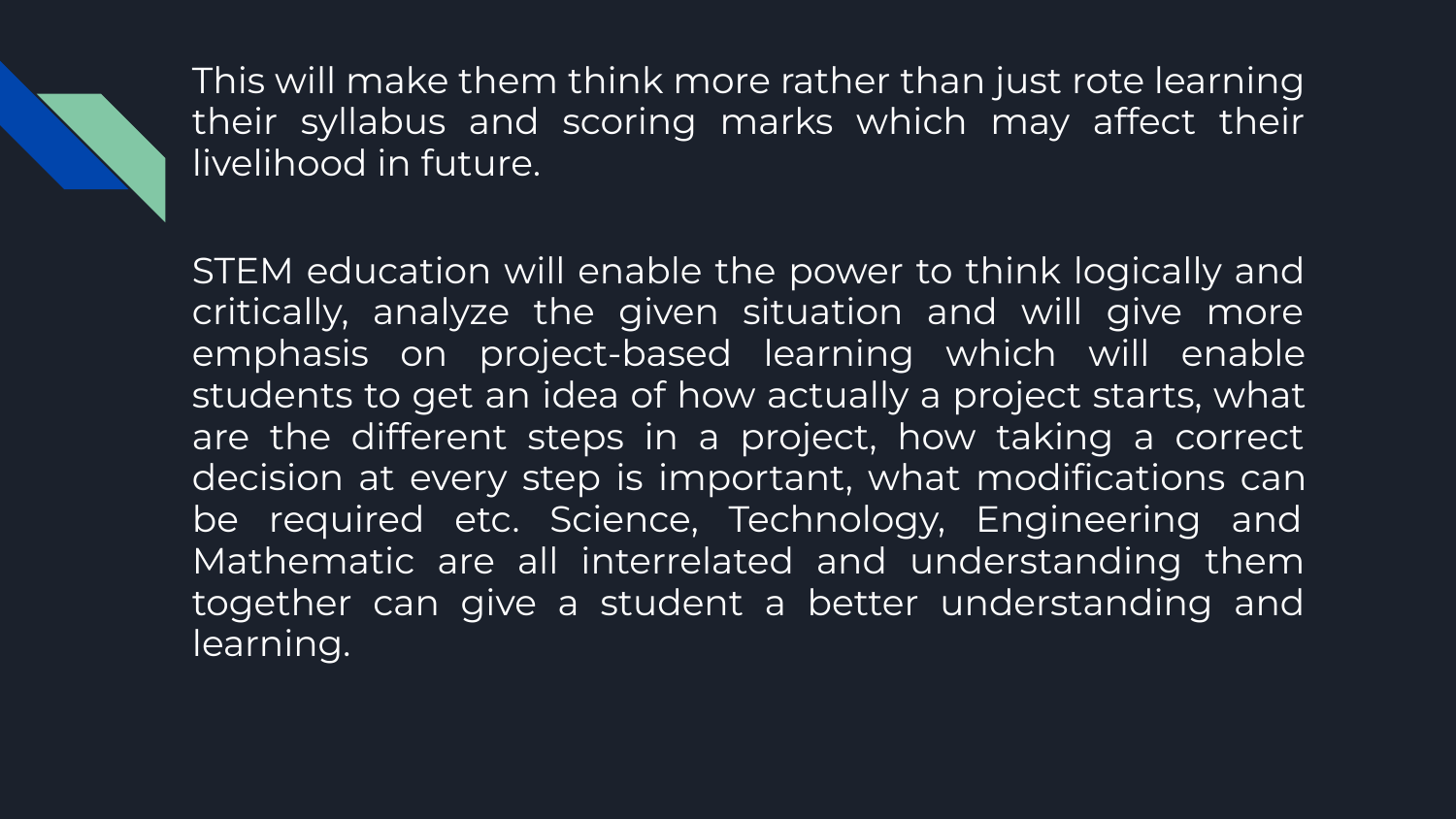This will make them think more rather than just rote learning their syllabus and scoring marks which may affect their livelihood in future.

STEM education will enable the power to think logically and critically, analyze the given situation and will give more emphasis on project-based learning which will enable students to get an idea of how actually a project starts, what are the different steps in a project, how taking a correct decision at every step is important, what modifications can be required etc. Science, Technology, Engineering and Mathematic are all interrelated and understanding them together can give a student a better understanding and learning.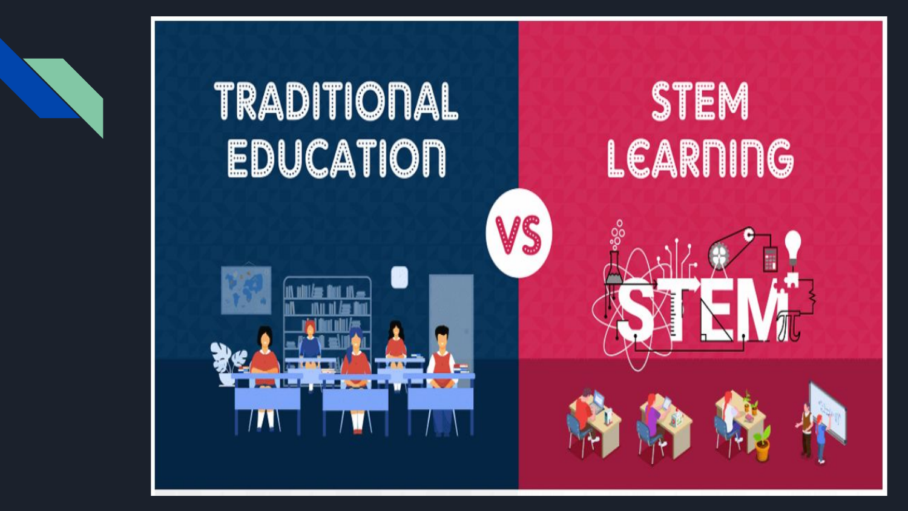TRADITIONAL EDUCATION

VS

STEM LEARNING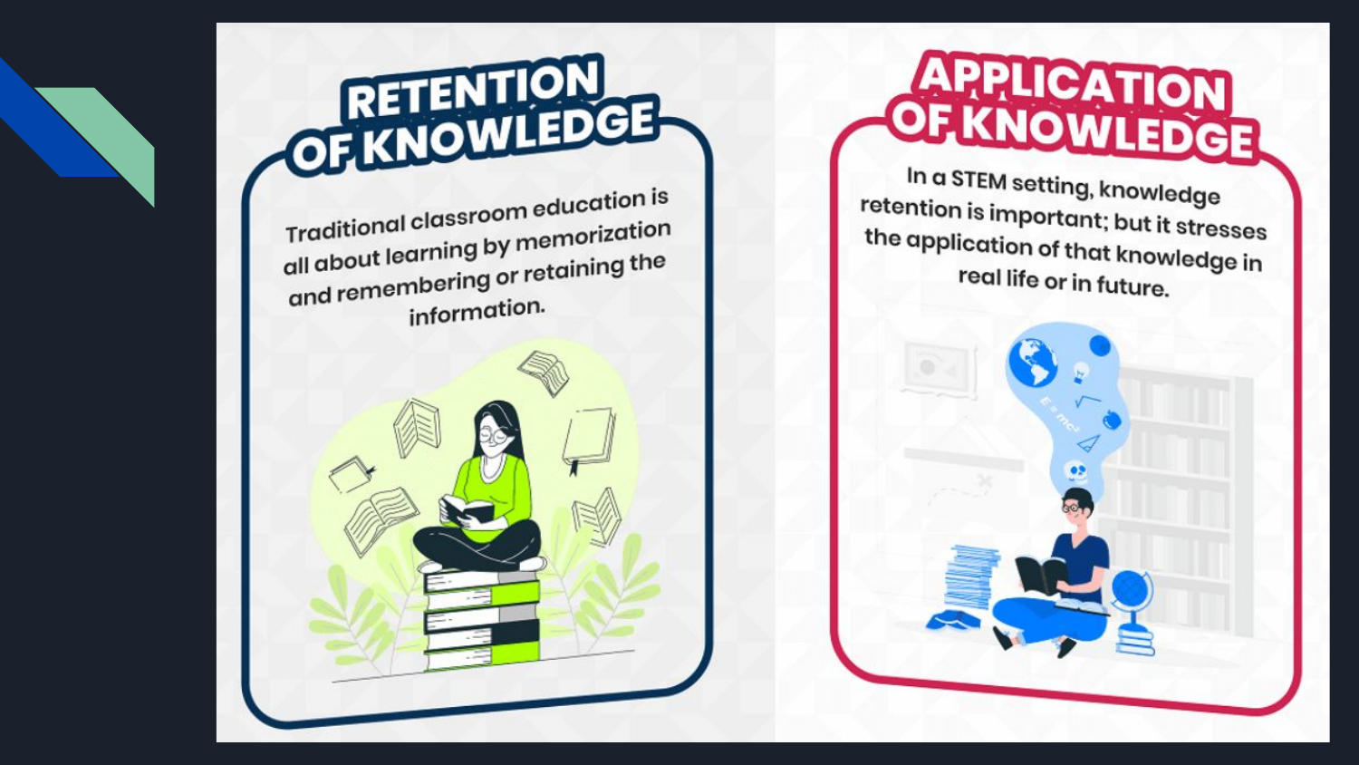## RETENTION OF KNOWLEDGE

Traditional classroom education is all about learning by memorization and remembering or retaining the information.

## APPLICATION OF KNOWLEDGE

In a STEM setting, knowledge retention is important; but it stresses the application of that knowledge in real life or in future.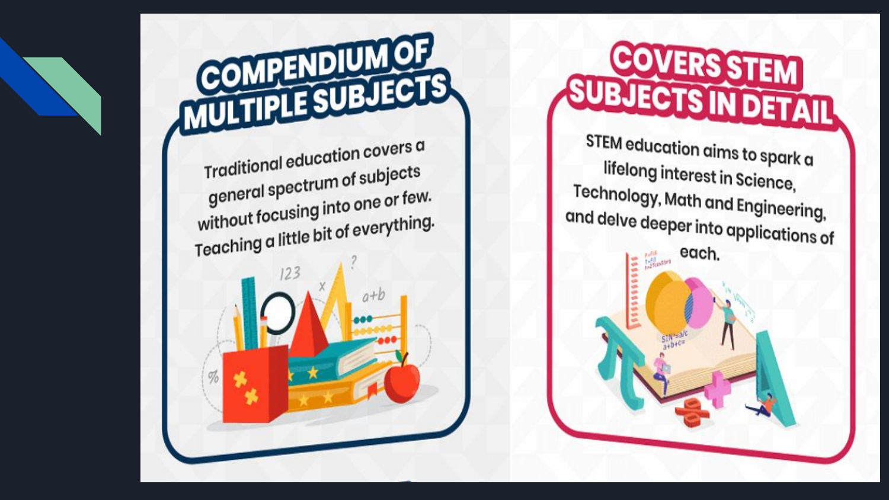## COMPENDIUM OF MULTIPLE SUBJECTS

Traditional education covers a general spectrum of subjects without focusing into one or few. Teaching a little bit of everything.

## COVERS STEM SUBJECTS IN DETAIL

STEM education aims to spark a lifelong interest in Science, Technology, Math and Engineering, and delve deeper into applications of each.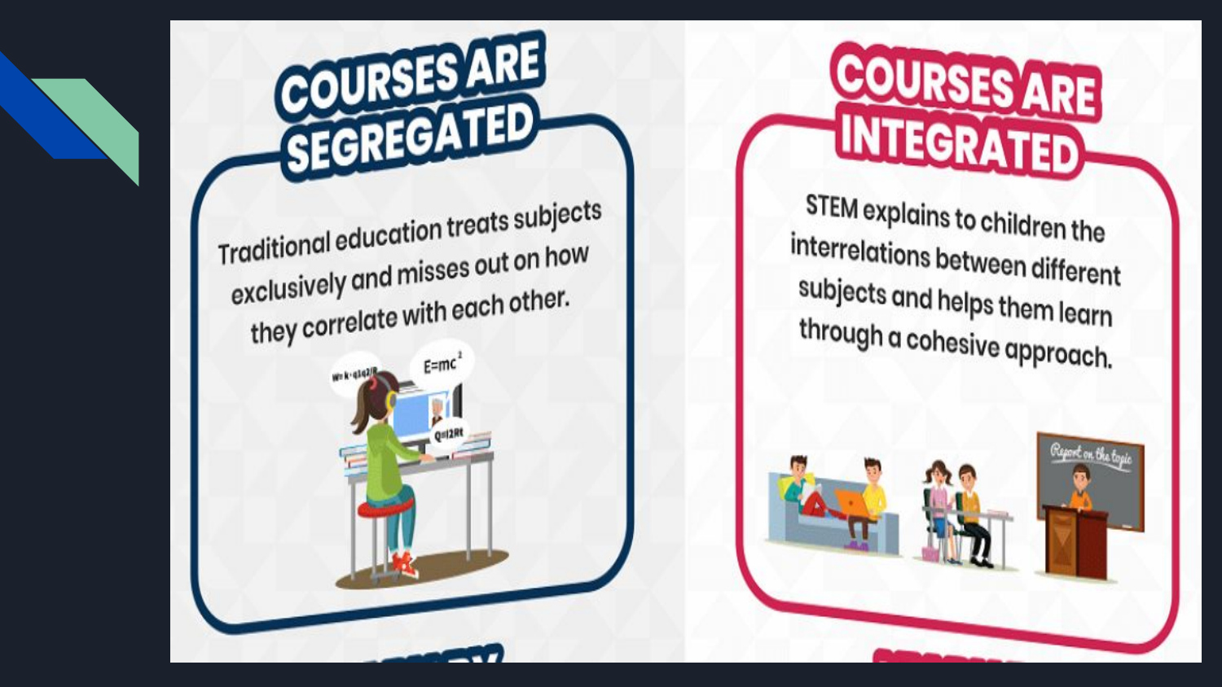## COURSES ARE SEGREGATED

Traditional education treats subjects exclusively and misses out on how they correlate with each other.

## COURSES ARE INTEGRATED

STEM explains to children the interrelations between different subjects and helps them learn through a cohesive approach.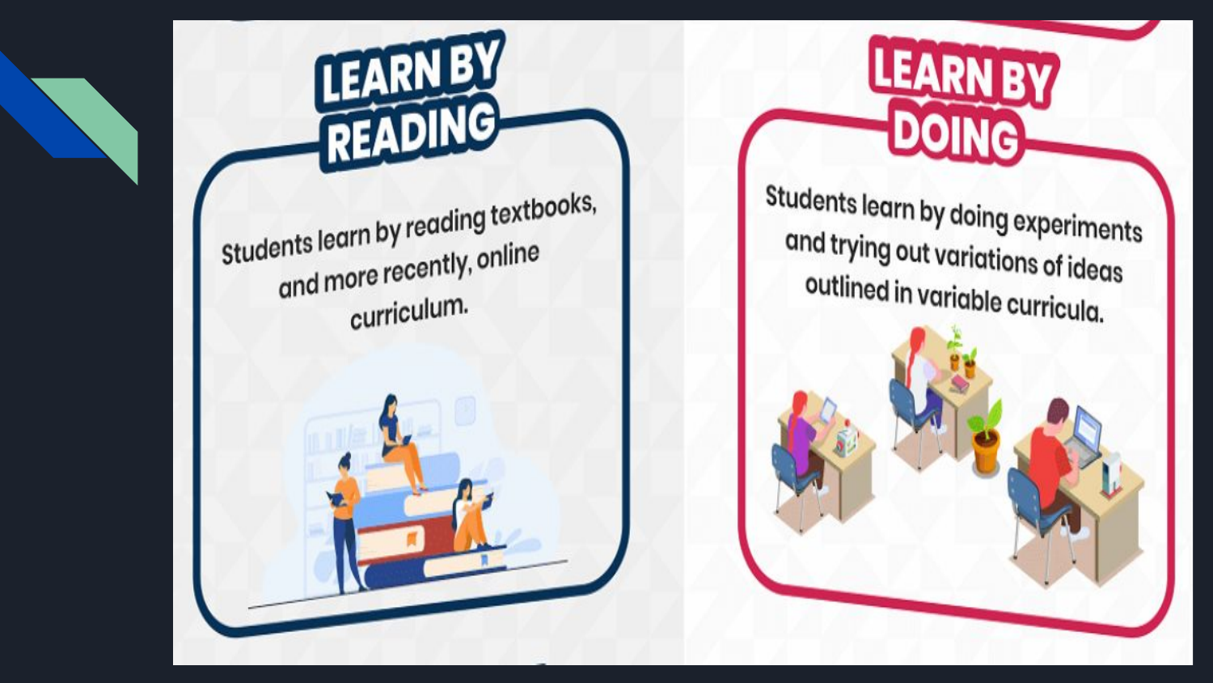## LEARN BY READING

Students learn by reading textbooks, and more recently, online curriculum.

## LEARN BY DOING

Students learn by doing experiments and trying out variations of ideas outlined in variable curricula.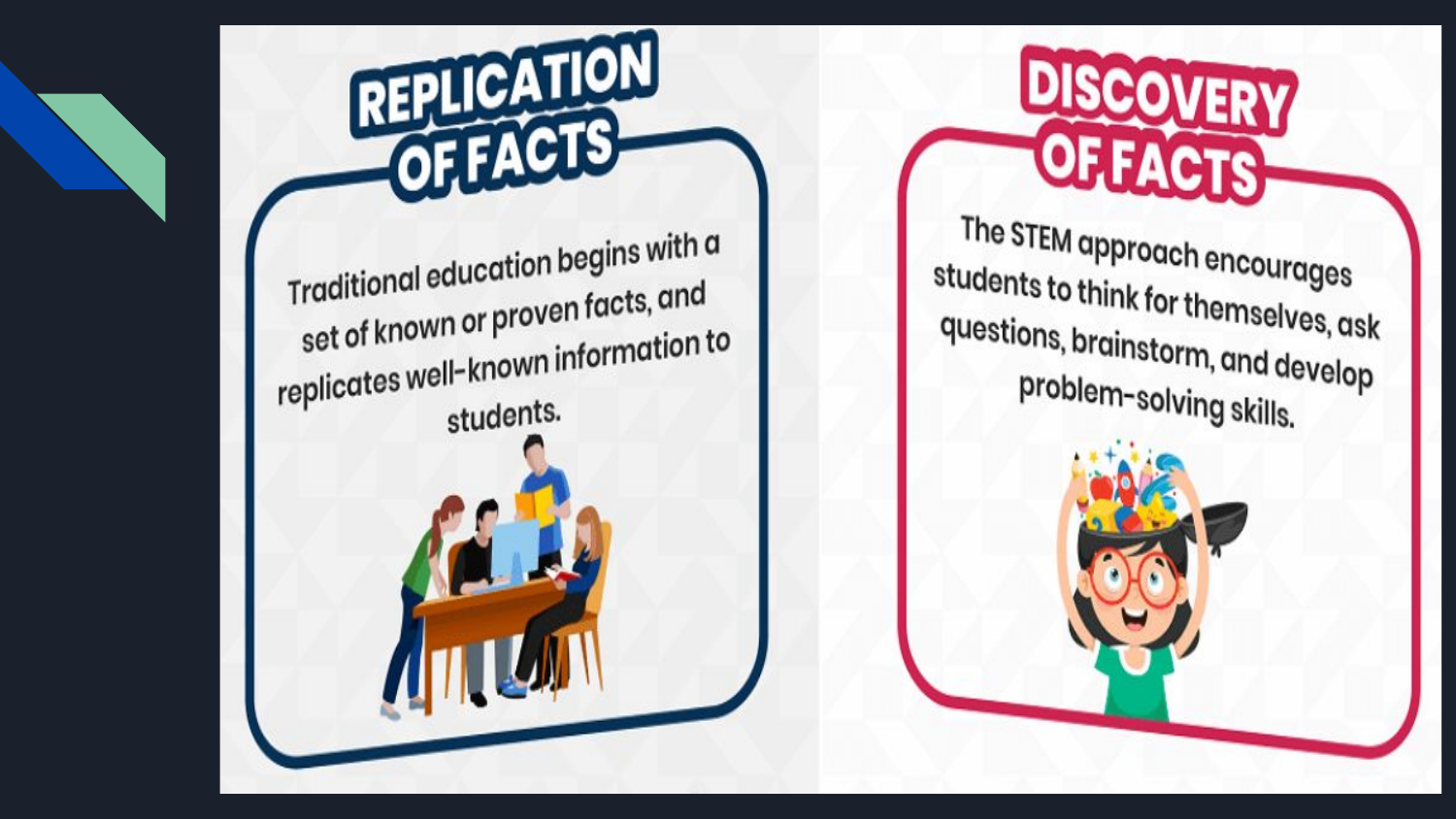## REPLICATION OF FACTS

Traditional education begins with a set of known or proven facts, and replicates well-known information to students.

## DISCOVERY OF FACTS

The STEM approach encourages students to think for themselves, ask questions, brainstorm, and develop problem-solving skills.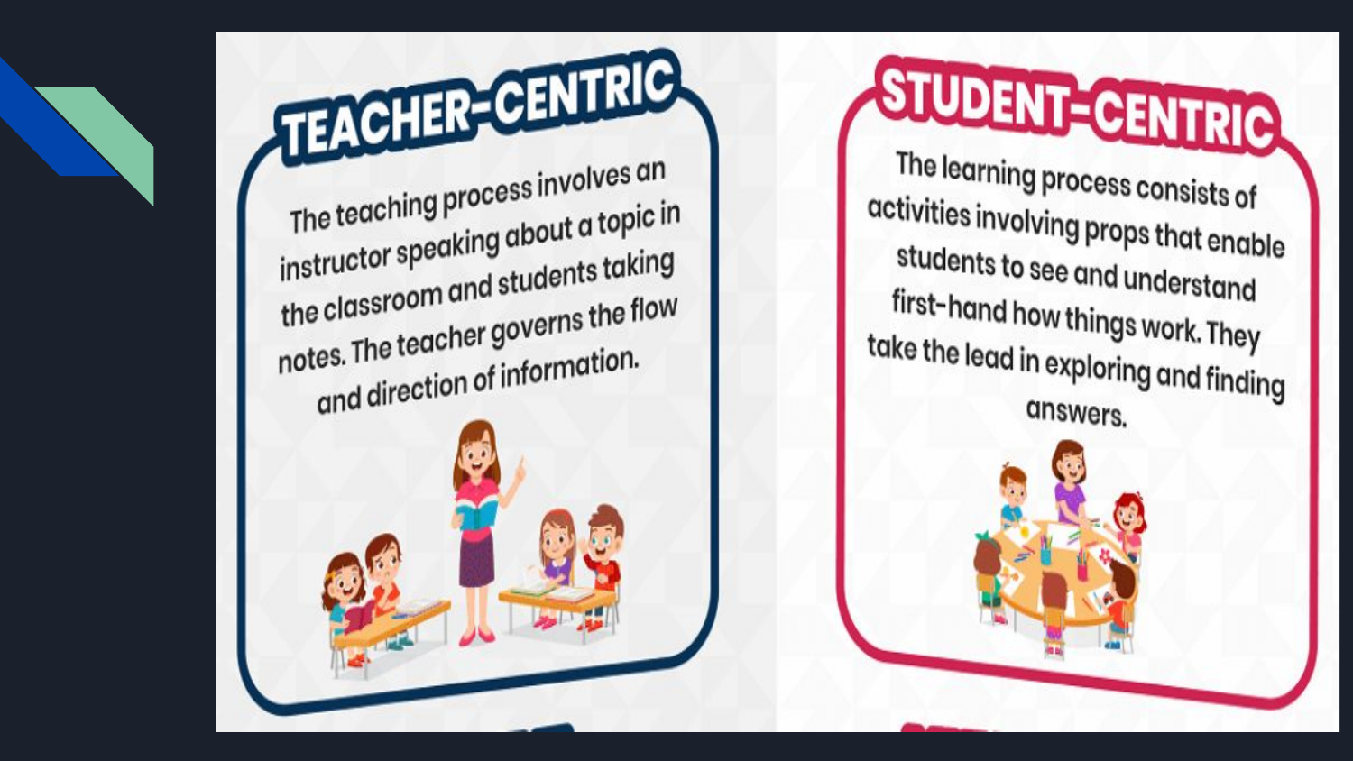## TEACHER-CENTRIC

The teaching process involves an instructor speaking about a topic in the classroom and students taking notes. The teacher governs the flow and direction of information.

## STUDENT-CENTRIC

The learning process consists of activities involving props that enable students to see and understand first-hand how things work. They take the lead in exploring and finding answers.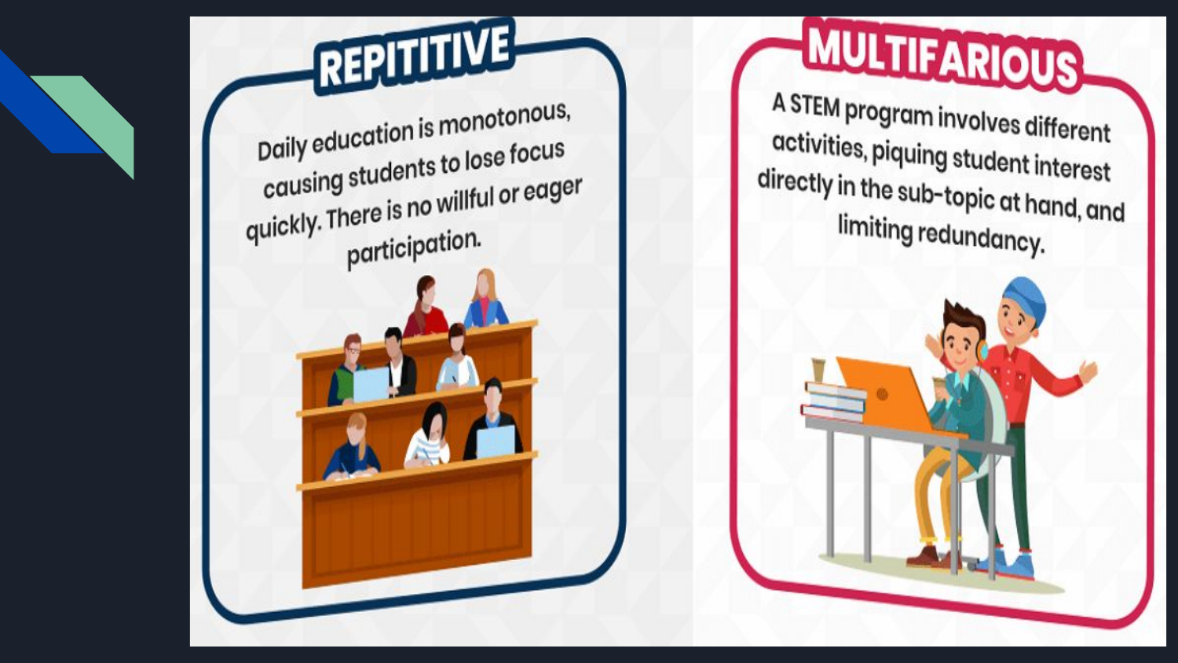## REPITITIVE

Daily education is monotonous, causing students to lose focus quickly. There is no willful or eager participation.

## MULTIFARIOUS

A STEM program involves different activities, piquing student interest directly in the sub-topic at hand, and limiting redundancy.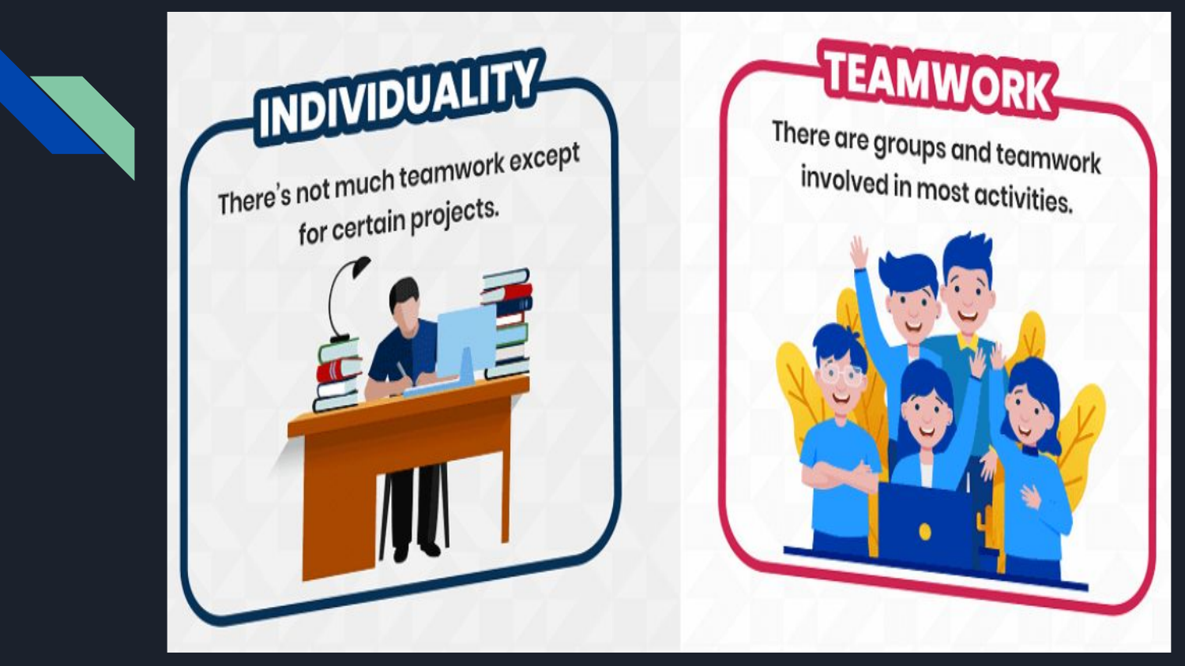## INDIVIDUALITY

There's not much teamwork except for certain projects.

## TEAMWORK

There are groups and teamwork involved in most activities.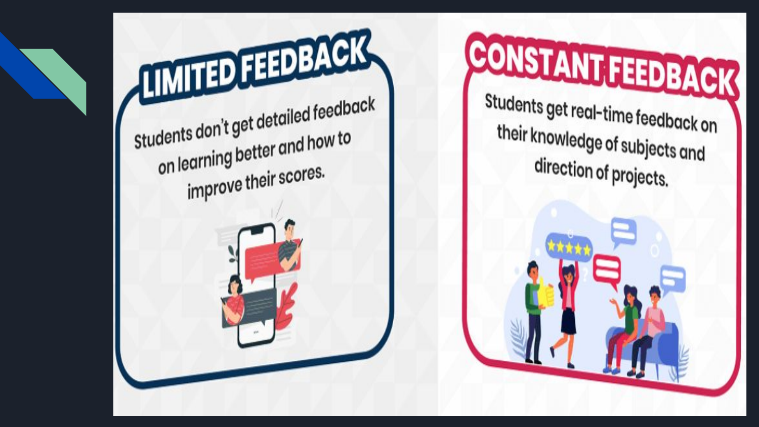## LIMITED FEEDBACK

Students don't get detailed feedback on learning better and how to improve their scores.

## CONSTANT FEEDBACK

Students get real-time feedback on their knowledge of subjects and direction of projects.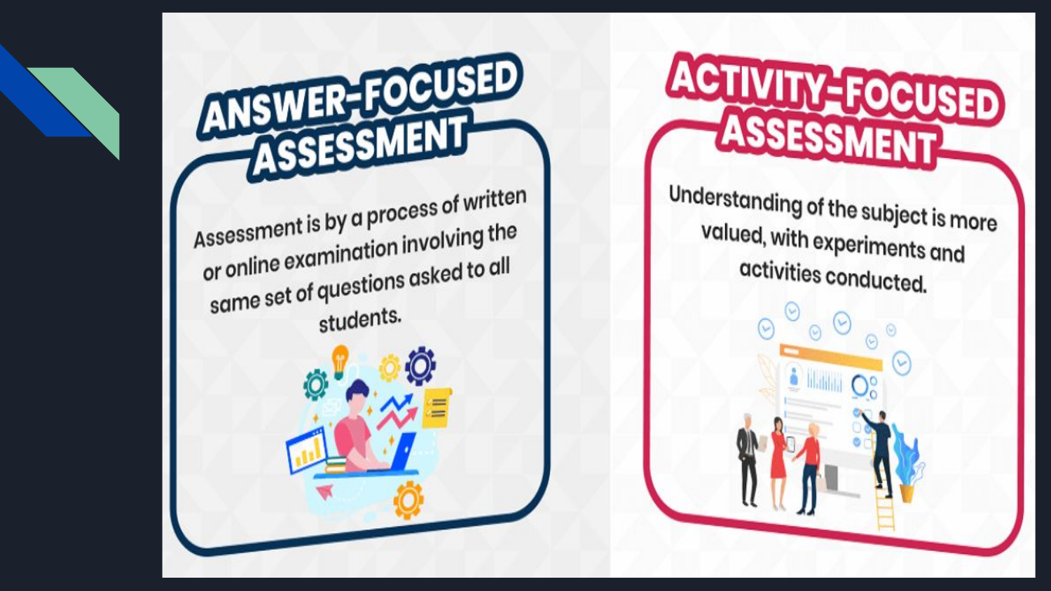## ANSWER-FOCUSED ASSESSMENT

Assessment is by a process of written or online examination involving the same set of questions asked to all students.

## ACTIVITY-FOCUSED ASSESSMENT

Understanding of the subject is more valued, with experiments and activities conducted.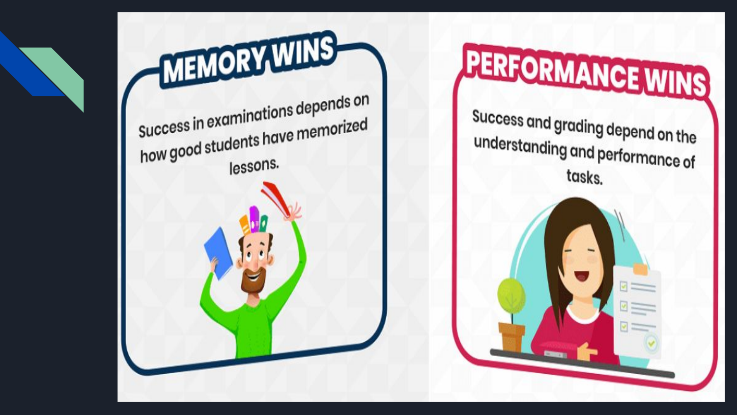## MEMORY WINS

Success in examinations depends on how good students have memorized lessons.

## PERFORMANCE WINS

Success and grading depend on the understanding and performance of tasks.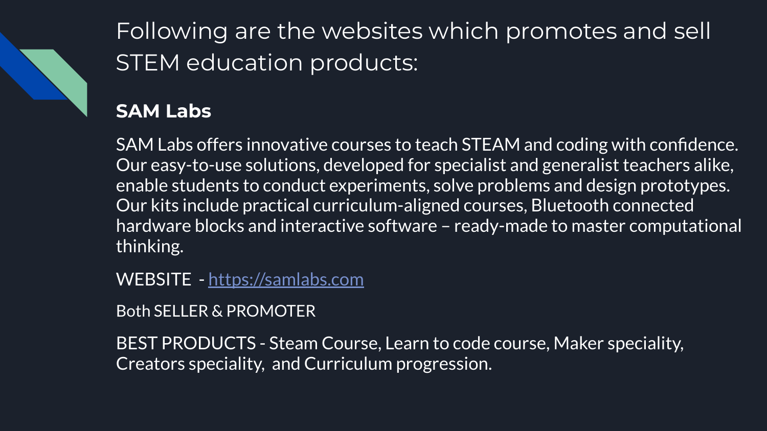# Following are the websites which promotes and sell STEM education products:

## SAM Labs

SAM Labs offers innovative courses to teach STEAM and coding with confidence. Our easy-to-use solutions, developed for specialist and generalist teachers alike, enable students to conduct experiments, solve problems and design prototypes. Our kits include practical curriculum-aligned courses, Bluetooth connected hardware blocks and interactive software – ready-made to master computational thinking.

WEBSITE - [https://samlabs.com](https://samlabs.com)

Both SELLER & PROMOTER

BEST PRODUCTS - Steam Course, Learn to code course, Maker speciality, Creators speciality, and Curriculum progression.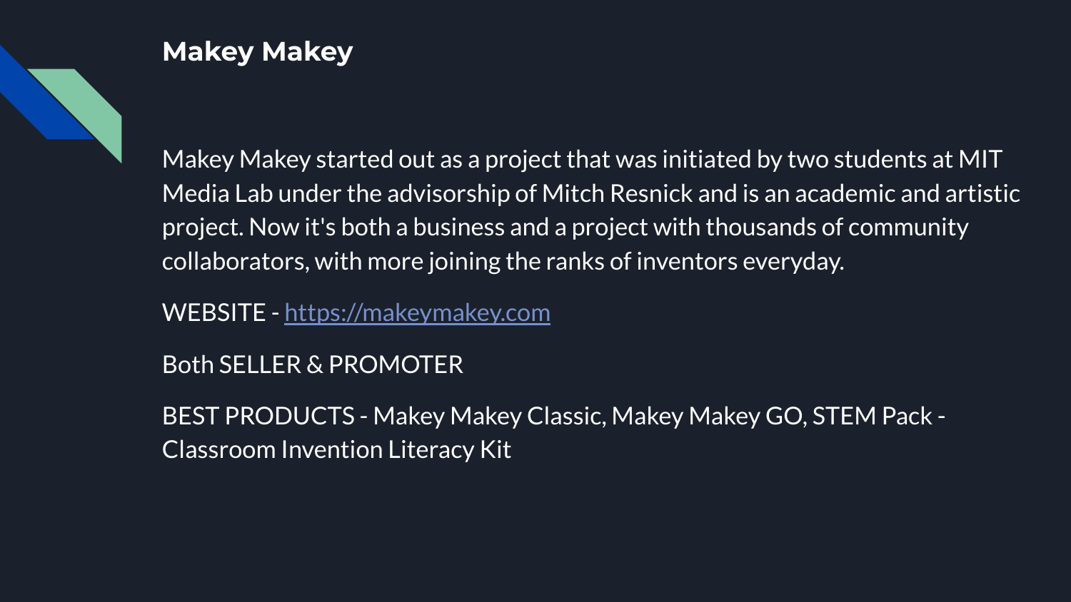# Makey Makey

Makey Makey started out as a project that was initiated by two students at MIT Media Lab under the advisorship of Mitch Resnick and is an academic and artistic project. Now it's both a business and a project with thousands of community collaborators, with more joining the ranks of inventors everyday.

WEBSITE - [https://makeymakey.com](https://makeymakey.com)

Both SELLER & PROMOTER

BEST PRODUCTS - Makey Makey Classic, Makey Makey GO, STEM Pack - Classroom Invention Literacy Kit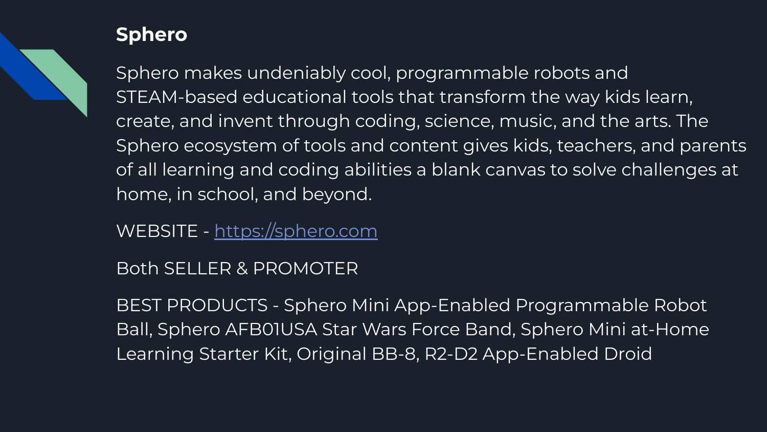## Sphero

Sphero makes undeniably cool, programmable robots and STEAM-based educational tools that transform the way kids learn, create, and invent through coding, science, music, and the arts. The Sphero ecosystem of tools and content gives kids, teachers, and parents of all learning and coding abilities a blank canvas to solve challenges at home, in school, and beyond.

WEBSITE - [https://sphero.com](https://sphero.com)

Both SELLER & PROMOTER

BEST PRODUCTS - Sphero Mini App-Enabled Programmable Robot Ball, Sphero AFB01USA Star Wars Force Band, Sphero Mini at-Home Learning Starter Kit, Original BB-8, R2-D2 App-Enabled Droid